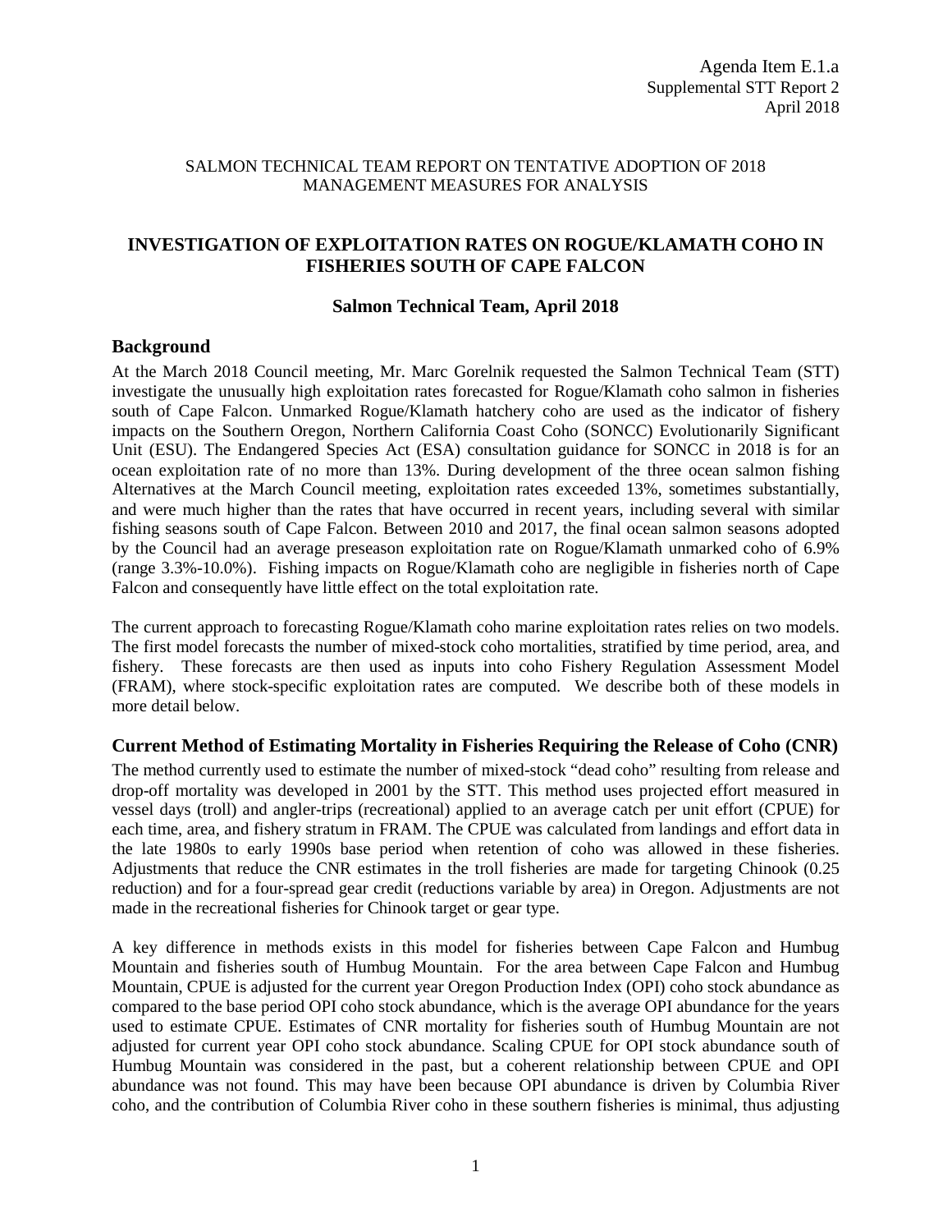Agenda Item E.1.a
Supplemental STT Report 2
April 2018

SALMON TECHNICAL TEAM REPORT ON TENTATIVE ADOPTION OF 2018 MANAGEMENT MEASURES FOR ANALYSIS

# INVESTIGATION OF EXPLOITATION RATES ON ROGUE/KLAMATH COHO IN FISHERIES SOUTH OF CAPE FALCON

**Salmon Technical Team, April 2018**

## Background

At the March 2018 Council meeting, Mr. Marc Gorelnik requested the Salmon Technical Team (STT) investigate the unusually high exploitation rates forecasted for Rogue/Klamath coho salmon in fisheries south of Cape Falcon. Unmarked Rogue/Klamath hatchery coho are used as the indicator of fishery impacts on the Southern Oregon, Northern California Coast Coho (SONCC) Evolutionarily Significant Unit (ESU). The Endangered Species Act (ESA) consultation guidance for SONCC in 2018 is for an ocean exploitation rate of no more than 13%. During development of the three ocean salmon fishing Alternatives at the March Council meeting, exploitation rates exceeded 13%, sometimes substantially, and were much higher than the rates that have occurred in recent years, including several with similar fishing seasons south of Cape Falcon. Between 2010 and 2017, the final ocean salmon seasons adopted by the Council had an average preseason exploitation rate on Rogue/Klamath unmarked coho of 6.9% (range 3.3%-10.0%). Fishing impacts on Rogue/Klamath coho are negligible in fisheries north of Cape Falcon and consequently have little effect on the total exploitation rate.

The current approach to forecasting Rogue/Klamath coho marine exploitation rates relies on two models. The first model forecasts the number of mixed-stock coho mortalities, stratified by time period, area, and fishery. These forecasts are then used as inputs into coho Fishery Regulation Assessment Model (FRAM), where stock-specific exploitation rates are computed. We describe both of these models in more detail below.

## Current Method of Estimating Mortality in Fisheries Requiring the Release of Coho (CNR)

The method currently used to estimate the number of mixed-stock "dead coho" resulting from release and drop-off mortality was developed in 2001 by the STT. This method uses projected effort measured in vessel days (troll) and angler-trips (recreational) applied to an average catch per unit effort (CPUE) for each time, area, and fishery stratum in FRAM. The CPUE was calculated from landings and effort data in the late 1980s to early 1990s base period when retention of coho was allowed in these fisheries. Adjustments that reduce the CNR estimates in the troll fisheries are made for targeting Chinook (0.25 reduction) and for a four-spread gear credit (reductions variable by area) in Oregon. Adjustments are not made in the recreational fisheries for Chinook target or gear type.

A key difference in methods exists in this model for fisheries between Cape Falcon and Humbug Mountain and fisheries south of Humbug Mountain. For the area between Cape Falcon and Humbug Mountain, CPUE is adjusted for the current year Oregon Production Index (OPI) coho stock abundance as compared to the base period OPI coho stock abundance, which is the average OPI abundance for the years used to estimate CPUE. Estimates of CNR mortality for fisheries south of Humbug Mountain are not adjusted for current year OPI coho stock abundance. Scaling CPUE for OPI stock abundance south of Humbug Mountain was considered in the past, but a coherent relationship between CPUE and OPI abundance was not found. This may have been because OPI abundance is driven by Columbia River coho, and the contribution of Columbia River coho in these southern fisheries is minimal, thus adjusting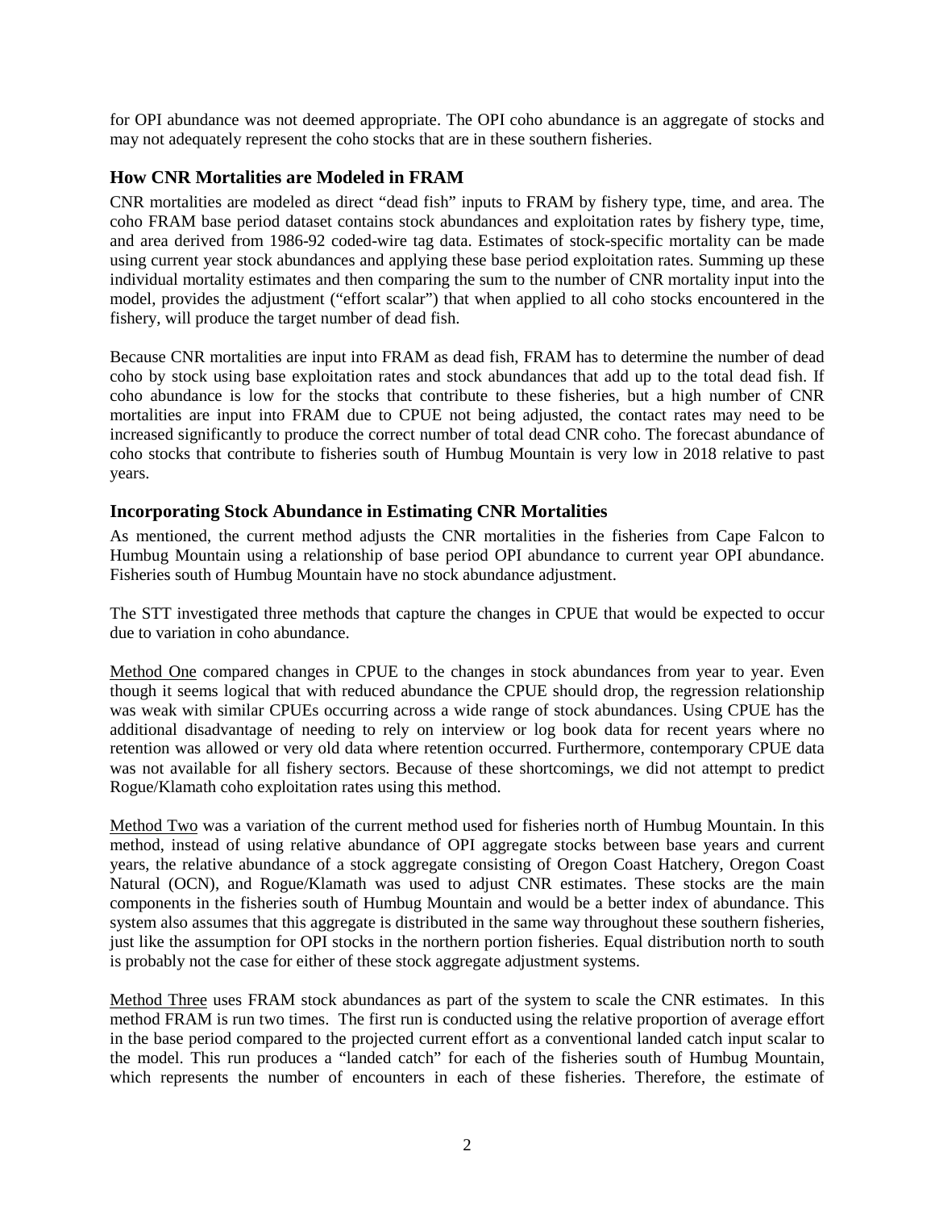for OPI abundance was not deemed appropriate. The OPI coho abundance is an aggregate of stocks and may not adequately represent the coho stocks that are in these southern fisheries.

## How CNR Mortalities are Modeled in FRAM

CNR mortalities are modeled as direct "dead fish" inputs to FRAM by fishery type, time, and area. The coho FRAM base period dataset contains stock abundances and exploitation rates by fishery type, time, and area derived from 1986-92 coded-wire tag data. Estimates of stock-specific mortality can be made using current year stock abundances and applying these base period exploitation rates. Summing up these individual mortality estimates and then comparing the sum to the number of CNR mortality input into the model, provides the adjustment ("effort scalar") that when applied to all coho stocks encountered in the fishery, will produce the target number of dead fish.

Because CNR mortalities are input into FRAM as dead fish, FRAM has to determine the number of dead coho by stock using base exploitation rates and stock abundances that add up to the total dead fish. If coho abundance is low for the stocks that contribute to these fisheries, but a high number of CNR mortalities are input into FRAM due to CPUE not being adjusted, the contact rates may need to be increased significantly to produce the correct number of total dead CNR coho. The forecast abundance of coho stocks that contribute to fisheries south of Humbug Mountain is very low in 2018 relative to past years.

## Incorporating Stock Abundance in Estimating CNR Mortalities

As mentioned, the current method adjusts the CNR mortalities in the fisheries from Cape Falcon to Humbug Mountain using a relationship of base period OPI abundance to current year OPI abundance. Fisheries south of Humbug Mountain have no stock abundance adjustment.

The STT investigated three methods that capture the changes in CPUE that would be expected to occur due to variation in coho abundance.

Method One compared changes in CPUE to the changes in stock abundances from year to year. Even though it seems logical that with reduced abundance the CPUE should drop, the regression relationship was weak with similar CPUEs occurring across a wide range of stock abundances. Using CPUE has the additional disadvantage of needing to rely on interview or log book data for recent years where no retention was allowed or very old data where retention occurred. Furthermore, contemporary CPUE data was not available for all fishery sectors. Because of these shortcomings, we did not attempt to predict Rogue/Klamath coho exploitation rates using this method.

Method Two was a variation of the current method used for fisheries north of Humbug Mountain. In this method, instead of using relative abundance of OPI aggregate stocks between base years and current years, the relative abundance of a stock aggregate consisting of Oregon Coast Hatchery, Oregon Coast Natural (OCN), and Rogue/Klamath was used to adjust CNR estimates. These stocks are the main components in the fisheries south of Humbug Mountain and would be a better index of abundance. This system also assumes that this aggregate is distributed in the same way throughout these southern fisheries, just like the assumption for OPI stocks in the northern portion fisheries. Equal distribution north to south is probably not the case for either of these stock aggregate adjustment systems.

Method Three uses FRAM stock abundances as part of the system to scale the CNR estimates. In this method FRAM is run two times. The first run is conducted using the relative proportion of average effort in the base period compared to the projected current effort as a conventional landed catch input scalar to the model. This run produces a "landed catch" for each of the fisheries south of Humbug Mountain, which represents the number of encounters in each of these fisheries. Therefore, the estimate of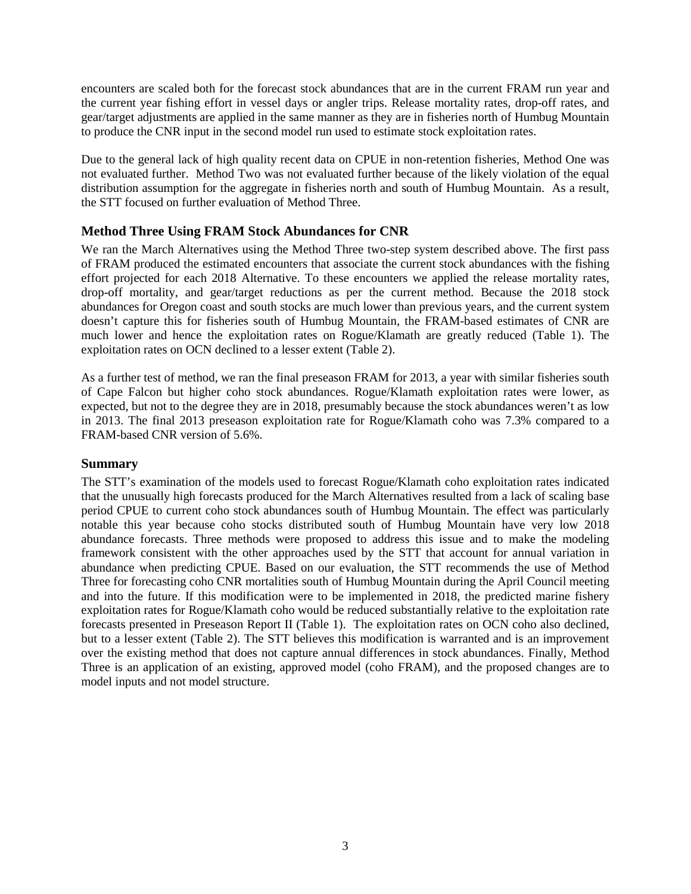encounters are scaled both for the forecast stock abundances that are in the current FRAM run year and the current year fishing effort in vessel days or angler trips. Release mortality rates, drop-off rates, and gear/target adjustments are applied in the same manner as they are in fisheries north of Humbug Mountain to produce the CNR input in the second model run used to estimate stock exploitation rates.

Due to the general lack of high quality recent data on CPUE in non-retention fisheries, Method One was not evaluated further. Method Two was not evaluated further because of the likely violation of the equal distribution assumption for the aggregate in fisheries north and south of Humbug Mountain. As a result, the STT focused on further evaluation of Method Three.

## Method Three Using FRAM Stock Abundances for CNR

We ran the March Alternatives using the Method Three two-step system described above. The first pass of FRAM produced the estimated encounters that associate the current stock abundances with the fishing effort projected for each 2018 Alternative. To these encounters we applied the release mortality rates, drop-off mortality, and gear/target reductions as per the current method. Because the 2018 stock abundances for Oregon coast and south stocks are much lower than previous years, and the current system doesn't capture this for fisheries south of Humbug Mountain, the FRAM-based estimates of CNR are much lower and hence the exploitation rates on Rogue/Klamath are greatly reduced (Table 1). The exploitation rates on OCN declined to a lesser extent (Table 2).

As a further test of method, we ran the final preseason FRAM for 2013, a year with similar fisheries south of Cape Falcon but higher coho stock abundances. Rogue/Klamath exploitation rates were lower, as expected, but not to the degree they are in 2018, presumably because the stock abundances weren't as low in 2013. The final 2013 preseason exploitation rate for Rogue/Klamath coho was 7.3% compared to a FRAM-based CNR version of 5.6%.

## Summary

The STT's examination of the models used to forecast Rogue/Klamath coho exploitation rates indicated that the unusually high forecasts produced for the March Alternatives resulted from a lack of scaling base period CPUE to current coho stock abundances south of Humbug Mountain. The effect was particularly notable this year because coho stocks distributed south of Humbug Mountain have very low 2018 abundance forecasts. Three methods were proposed to address this issue and to make the modeling framework consistent with the other approaches used by the STT that account for annual variation in abundance when predicting CPUE. Based on our evaluation, the STT recommends the use of Method Three for forecasting coho CNR mortalities south of Humbug Mountain during the April Council meeting and into the future. If this modification were to be implemented in 2018, the predicted marine fishery exploitation rates for Rogue/Klamath coho would be reduced substantially relative to the exploitation rate forecasts presented in Preseason Report II (Table 1). The exploitation rates on OCN coho also declined, but to a lesser extent (Table 2). The STT believes this modification is warranted and is an improvement over the existing method that does not capture annual differences in stock abundances. Finally, Method Three is an application of an existing, approved model (coho FRAM), and the proposed changes are to model inputs and not model structure.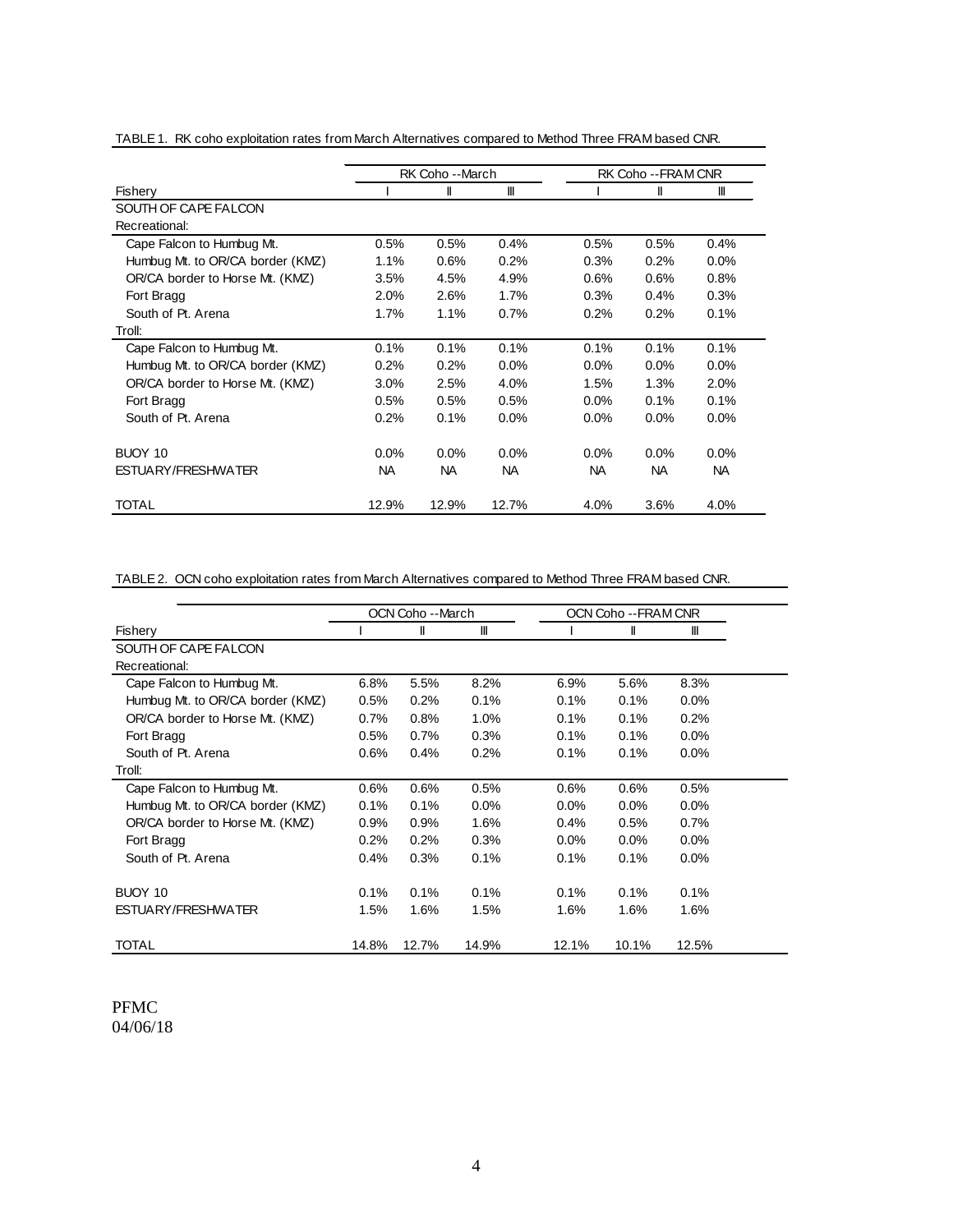TABLE 1. RK coho exploitation rates from March Alternatives compared to Method Three FRAM based CNR.

| | RK Coho --March | | | RK Coho --FRAM CNR | | |
|---|---|---|---|---|---|---|
| Fishery | I | II | III | I | II | III |
| SOUTH OF CAPE FALCON | | | | | | |
| Recreational: | | | | | | |
| Cape Falcon to Humbug Mt. | 0.5% | 0.5% | 0.4% | 0.5% | 0.5% | 0.4% |
| Humbug Mt. to OR/CA border (KMZ) | 1.1% | 0.6% | 0.2% | 0.3% | 0.2% | 0.0% |
| OR/CA border to Horse Mt. (KMZ) | 3.5% | 4.5% | 4.9% | 0.6% | 0.6% | 0.8% |
| Fort Bragg | 2.0% | 2.6% | 1.7% | 0.3% | 0.4% | 0.3% |
| South of Pt. Arena | 1.7% | 1.1% | 0.7% | 0.2% | 0.2% | 0.1% |
| Troll: | | | | | | |
| Cape Falcon to Humbug Mt. | 0.1% | 0.1% | 0.1% | 0.1% | 0.1% | 0.1% |
| Humbug Mt. to OR/CA border (KMZ) | 0.2% | 0.2% | 0.0% | 0.0% | 0.0% | 0.0% |
| OR/CA border to Horse Mt. (KMZ) | 3.0% | 2.5% | 4.0% | 1.5% | 1.3% | 2.0% |
| Fort Bragg | 0.5% | 0.5% | 0.5% | 0.0% | 0.1% | 0.1% |
| South of Pt. Arena | 0.2% | 0.1% | 0.0% | 0.0% | 0.0% | 0.0% |
| BUOY 10 | 0.0% | 0.0% | 0.0% | 0.0% | 0.0% | 0.0% |
| ESTUARY/FRESHWATER | NA | NA | NA | NA | NA | NA |
| TOTAL | 12.9% | 12.9% | 12.7% | 4.0% | 3.6% | 4.0% |

TABLE 2. OCN coho exploitation rates from March Alternatives compared to Method Three FRAM based CNR.

| | OCN Coho --March | | | OCN Coho --FRAM CNR | | |
|---|---|---|---|---|---|---|
| Fishery | I | II | III | I | II | III |
| SOUTH OF CAPE FALCON | | | | | | |
| Recreational: | | | | | | |
| Cape Falcon to Humbug Mt. | 6.8% | 5.5% | 8.2% | 6.9% | 5.6% | 8.3% |
| Humbug Mt. to OR/CA border (KMZ) | 0.5% | 0.2% | 0.1% | 0.1% | 0.1% | 0.0% |
| OR/CA border to Horse Mt. (KMZ) | 0.7% | 0.8% | 1.0% | 0.1% | 0.1% | 0.2% |
| Fort Bragg | 0.5% | 0.7% | 0.3% | 0.1% | 0.1% | 0.0% |
| South of Pt. Arena | 0.6% | 0.4% | 0.2% | 0.1% | 0.1% | 0.0% |
| Troll: | | | | | | |
| Cape Falcon to Humbug Mt. | 0.6% | 0.6% | 0.5% | 0.6% | 0.6% | 0.5% |
| Humbug Mt. to OR/CA border (KMZ) | 0.1% | 0.1% | 0.0% | 0.0% | 0.0% | 0.0% |
| OR/CA border to Horse Mt. (KMZ) | 0.9% | 0.9% | 1.6% | 0.4% | 0.5% | 0.7% |
| Fort Bragg | 0.2% | 0.2% | 0.3% | 0.0% | 0.0% | 0.0% |
| South of Pt. Arena | 0.4% | 0.3% | 0.1% | 0.1% | 0.1% | 0.0% |
| BUOY 10 | 0.1% | 0.1% | 0.1% | 0.1% | 0.1% | 0.1% |
| ESTUARY/FRESHWATER | 1.5% | 1.6% | 1.5% | 1.6% | 1.6% | 1.6% |
| TOTAL | 14.8% | 12.7% | 14.9% | 12.1% | 10.1% | 12.5% |

PFMC
04/06/18